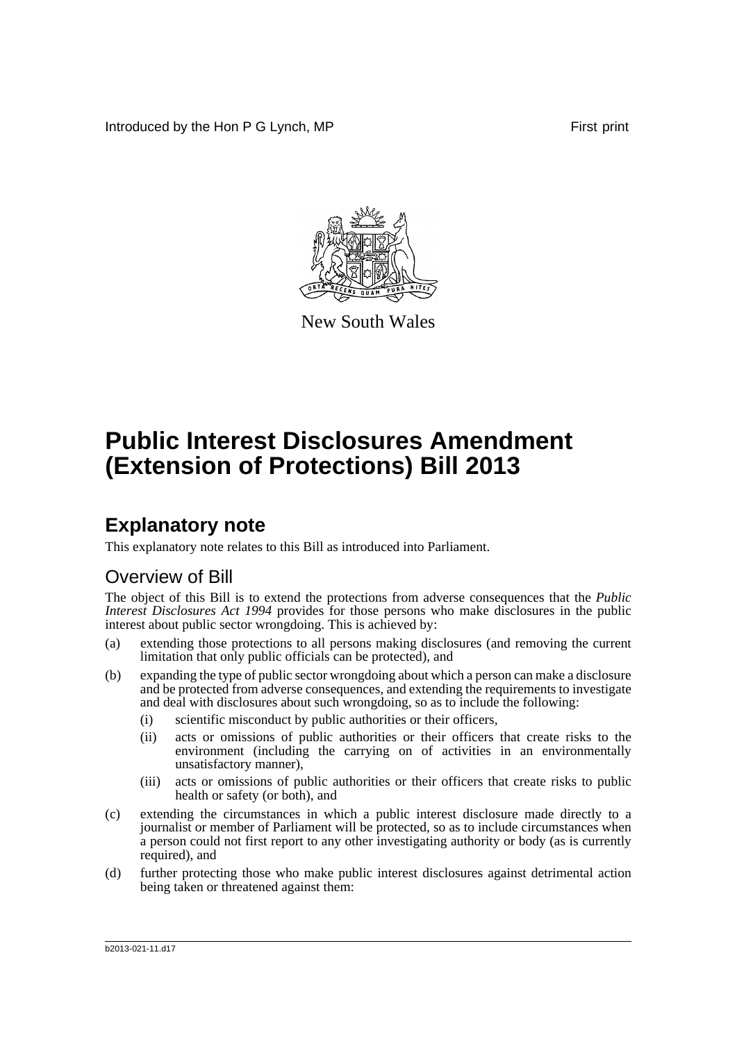Introduced by the Hon P G Lynch, MP First print

New South Wales

# Public Interest Disclosures Amendment (Extension of Protections) Bill 2013

## Explanatory note

This explanatory note relates to this Bill as introduced into Parliament.

### Overview of Bill

The object of this Bill is to extend the protections from adverse consequences that the *Public Interest Disclosures Act 1994* provides for those persons who make disclosures in the public interest about public sector wrongdoing. This is achieved by:

(a) extending those protections to all persons making disclosures (and removing the current limitation that only public officials can be protected), and

(b) expanding the type of public sector wrongdoing about which a person can make a disclosure and be protected from adverse consequences, and extending the requirements to investigate and deal with disclosures about such wrongdoing, so as to include the following:

  (i) scientific misconduct by public authorities or their officers,

  (ii) acts or omissions of public authorities or their officers that create risks to the environment (including the carrying on of activities in an environmentally unsatisfactory manner),

  (iii) acts or omissions of public authorities or their officers that create risks to public health or safety (or both), and

(c) extending the circumstances in which a public interest disclosure made directly to a journalist or member of Parliament will be protected, so as to include circumstances when a person could not first report to any other investigating authority or body (as is currently required), and

(d) further protecting those who make public interest disclosures against detrimental action being taken or threatened against them:

b2013-021-11.d17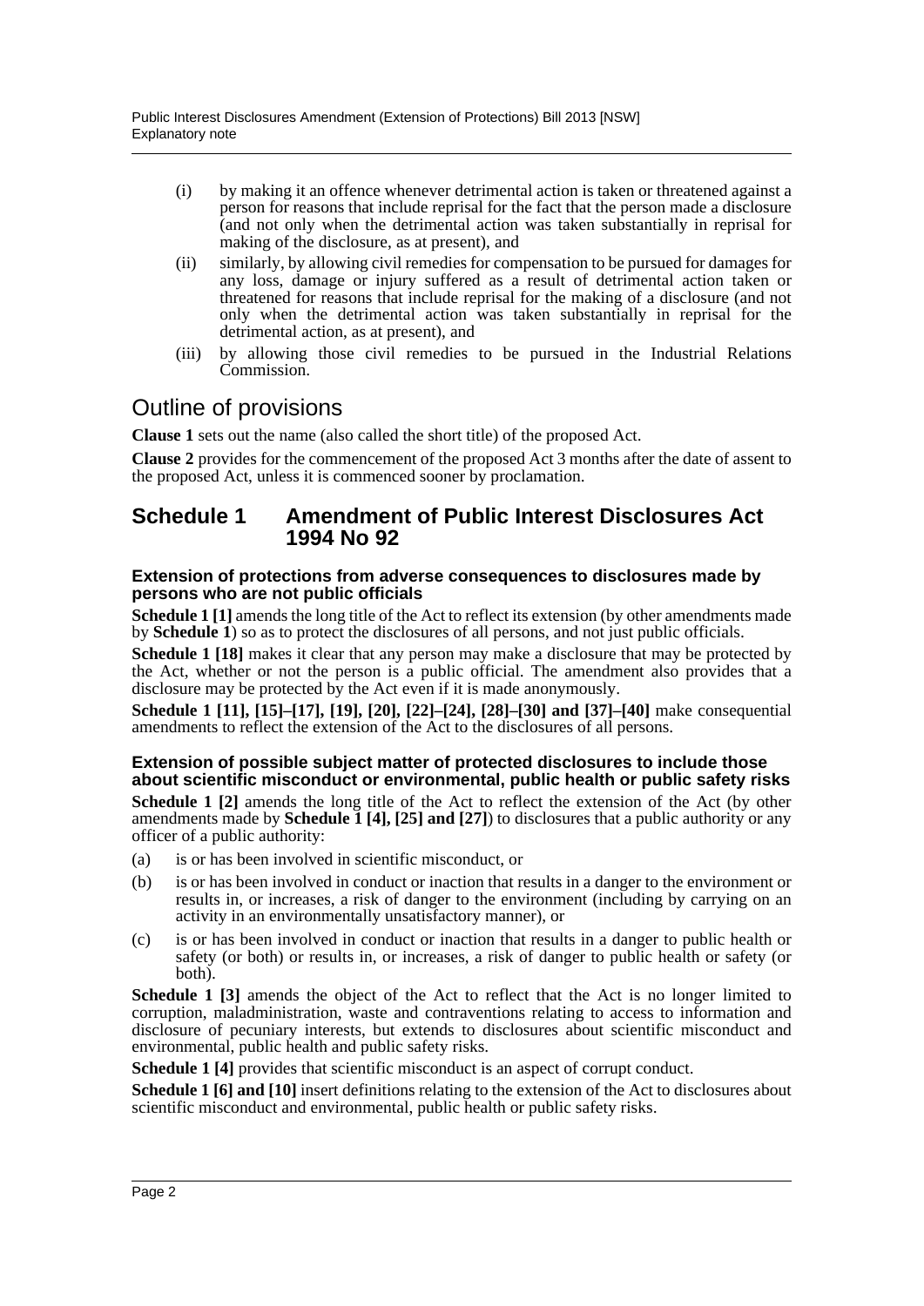(i) by making it an offence whenever detrimental action is taken or threatened against a person for reasons that include reprisal for the fact that the person made a disclosure (and not only when the detrimental action was taken substantially in reprisal for making of the disclosure, as at present), and

(ii) similarly, by allowing civil remedies for compensation to be pursued for damages for any loss, damage or injury suffered as a result of detrimental action taken or threatened for reasons that include reprisal for the making of a disclosure (and not only when the detrimental action was taken substantially in reprisal for the detrimental action, as at present), and

(iii) by allowing those civil remedies to be pursued in the Industrial Relations Commission.

## Outline of provisions

**Clause 1** sets out the name (also called the short title) of the proposed Act.

**Clause 2** provides for the commencement of the proposed Act 3 months after the date of assent to the proposed Act, unless it is commenced sooner by proclamation.

## Schedule 1 Amendment of Public Interest Disclosures Act 1994 No 92

### Extension of protections from adverse consequences to disclosures made by persons who are not public officials

**Schedule 1 [1]** amends the long title of the Act to reflect its extension (by other amendments made by **Schedule 1**) so as to protect the disclosures of all persons, and not just public officials.

**Schedule 1 [18]** makes it clear that any person may make a disclosure that may be protected by the Act, whether or not the person is a public official. The amendment also provides that a disclosure may be protected by the Act even if it is made anonymously.

**Schedule 1 [11], [15]–[17], [19], [20], [22]–[24], [28]–[30] and [37]–[40]** make consequential amendments to reflect the extension of the Act to the disclosures of all persons.

### Extension of possible subject matter of protected disclosures to include those about scientific misconduct or environmental, public health or public safety risks

**Schedule 1 [2]** amends the long title of the Act to reflect the extension of the Act (by other amendments made by **Schedule 1 [4], [25] and [27]**) to disclosures that a public authority or any officer of a public authority:

(a) is or has been involved in scientific misconduct, or

(b) is or has been involved in conduct or inaction that results in a danger to the environment or results in, or increases, a risk of danger to the environment (including by carrying on an activity in an environmentally unsatisfactory manner), or

(c) is or has been involved in conduct or inaction that results in a danger to public health or safety (or both) or results in, or increases, a risk of danger to public health or safety (or both).

**Schedule 1 [3]** amends the object of the Act to reflect that the Act is no longer limited to corruption, maladministration, waste and contraventions relating to access to information and disclosure of pecuniary interests, but extends to disclosures about scientific misconduct and environmental, public health and public safety risks.

**Schedule 1 [4]** provides that scientific misconduct is an aspect of corrupt conduct.

**Schedule 1 [6] and [10]** insert definitions relating to the extension of the Act to disclosures about scientific misconduct and environmental, public health or public safety risks.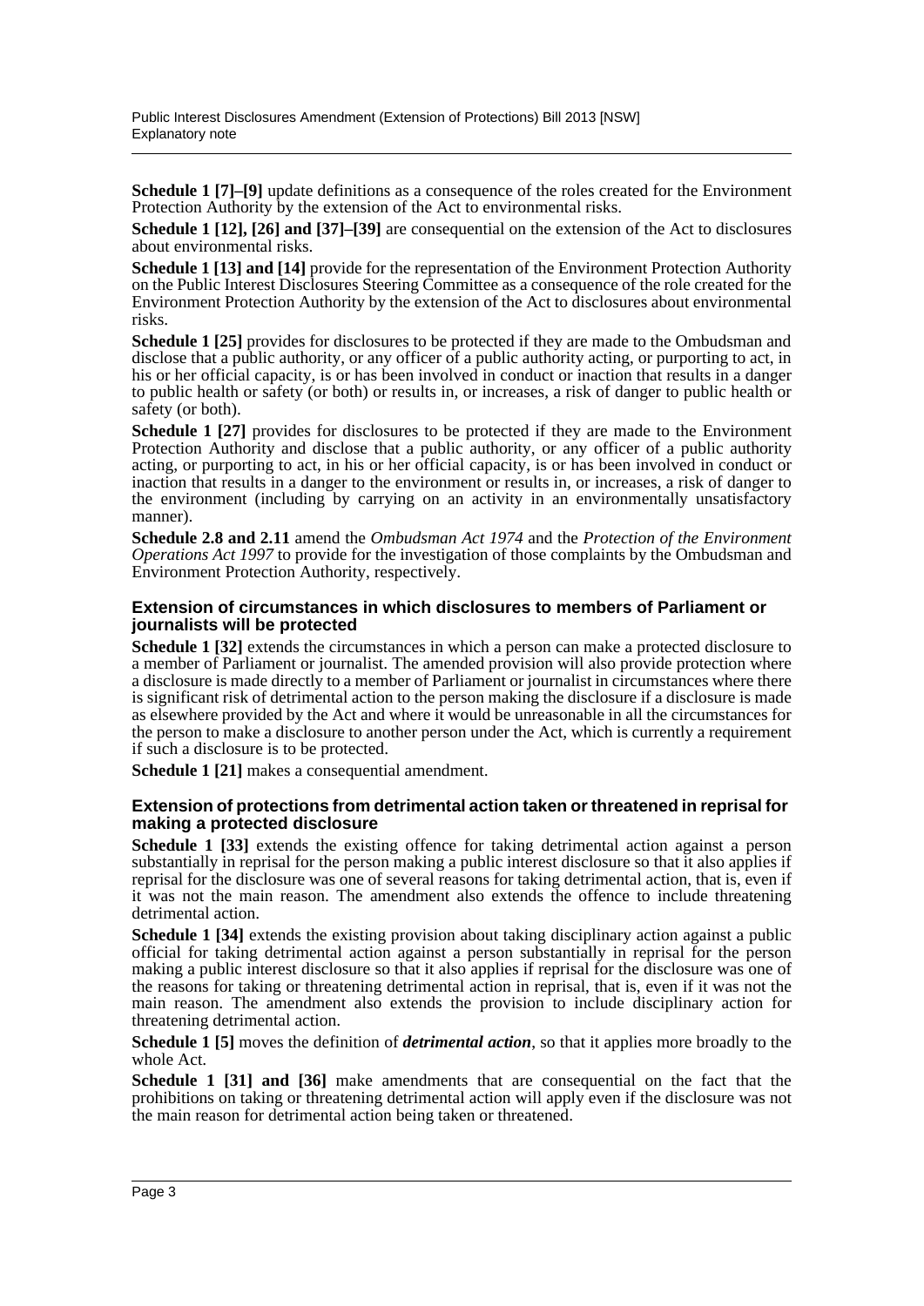**Schedule 1 [7]–[9]** update definitions as a consequence of the roles created for the Environment Protection Authority by the extension of the Act to environmental risks.

**Schedule 1 [12], [26] and [37]–[39]** are consequential on the extension of the Act to disclosures about environmental risks.

**Schedule 1 [13] and [14]** provide for the representation of the Environment Protection Authority on the Public Interest Disclosures Steering Committee as a consequence of the role created for the Environment Protection Authority by the extension of the Act to disclosures about environmental risks.

**Schedule 1 [25]** provides for disclosures to be protected if they are made to the Ombudsman and disclose that a public authority, or any officer of a public authority acting, or purporting to act, in his or her official capacity, is or has been involved in conduct or inaction that results in a danger to public health or safety (or both) or results in, or increases, a risk of danger to public health or safety (or both).

**Schedule 1 [27]** provides for disclosures to be protected if they are made to the Environment Protection Authority and disclose that a public authority, or any officer of a public authority acting, or purporting to act, in his or her official capacity, is or has been involved in conduct or inaction that results in a danger to the environment or results in, or increases, a risk of danger to the environment (including by carrying on an activity in an environmentally unsatisfactory manner).

**Schedule 2.8 and 2.11** amend the *Ombudsman Act 1974* and the *Protection of the Environment Operations Act 1997* to provide for the investigation of those complaints by the Ombudsman and Environment Protection Authority, respectively.

#### Extension of circumstances in which disclosures to members of Parliament or journalists will be protected

**Schedule 1 [32]** extends the circumstances in which a person can make a protected disclosure to a member of Parliament or journalist. The amended provision will also provide protection where a disclosure is made directly to a member of Parliament or journalist in circumstances where there is significant risk of detrimental action to the person making the disclosure if a disclosure is made as elsewhere provided by the Act and where it would be unreasonable in all the circumstances for the person to make a disclosure to another person under the Act, which is currently a requirement if such a disclosure is to be protected.

**Schedule 1 [21]** makes a consequential amendment.

#### Extension of protections from detrimental action taken or threatened in reprisal for making a protected disclosure

**Schedule 1 [33]** extends the existing offence for taking detrimental action against a person substantially in reprisal for the person making a public interest disclosure so that it also applies if reprisal for the disclosure was one of several reasons for taking detrimental action, that is, even if it was not the main reason. The amendment also extends the offence to include threatening detrimental action.

**Schedule 1 [34]** extends the existing provision about taking disciplinary action against a public official for taking detrimental action against a person substantially in reprisal for the person making a public interest disclosure so that it also applies if reprisal for the disclosure was one of the reasons for taking or threatening detrimental action in reprisal, that is, even if it was not the main reason. The amendment also extends the provision to include disciplinary action for threatening detrimental action.

**Schedule 1 [5]** moves the definition of ***detrimental action***, so that it applies more broadly to the whole Act.

**Schedule 1 [31] and [36]** make amendments that are consequential on the fact that the prohibitions on taking or threatening detrimental action will apply even if the disclosure was not the main reason for detrimental action being taken or threatened.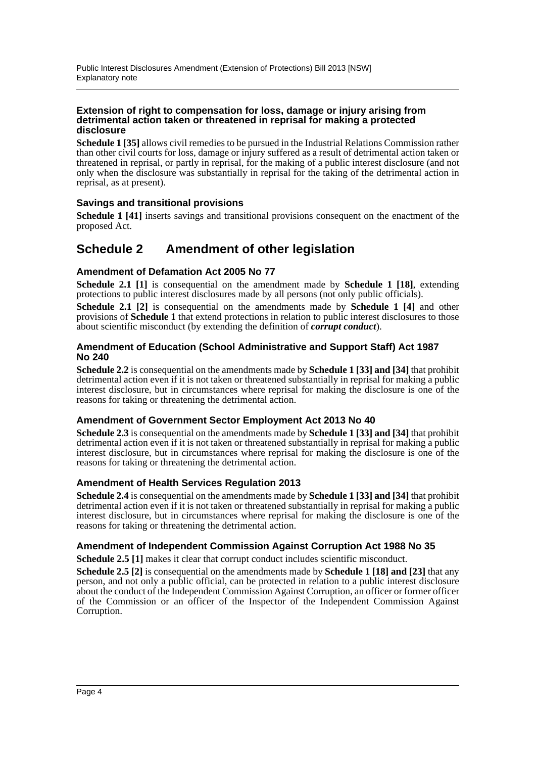### Extension of right to compensation for loss, damage or injury arising from detrimental action taken or threatened in reprisal for making a protected disclosure

**Schedule 1 [35]** allows civil remedies to be pursued in the Industrial Relations Commission rather than other civil courts for loss, damage or injury suffered as a result of detrimental action taken or threatened in reprisal, or partly in reprisal, for the making of a public interest disclosure (and not only when the disclosure was substantially in reprisal for the taking of the detrimental action in reprisal, as at present).

### Savings and transitional provisions

**Schedule 1 [41]** inserts savings and transitional provisions consequent on the enactment of the proposed Act.

## Schedule 2 Amendment of other legislation

### Amendment of Defamation Act 2005 No 77

**Schedule 2.1 [1]** is consequential on the amendment made by **Schedule 1 [18]**, extending protections to public interest disclosures made by all persons (not only public officials).

**Schedule 2.1 [2]** is consequential on the amendments made by **Schedule 1 [4]** and other provisions of **Schedule 1** that extend protections in relation to public interest disclosures to those about scientific misconduct (by extending the definition of ***corrupt conduct***).

### Amendment of Education (School Administrative and Support Staff) Act 1987 No 240

**Schedule 2.2** is consequential on the amendments made by **Schedule 1 [33] and [34]** that prohibit detrimental action even if it is not taken or threatened substantially in reprisal for making a public interest disclosure, but in circumstances where reprisal for making the disclosure is one of the reasons for taking or threatening the detrimental action.

### Amendment of Government Sector Employment Act 2013 No 40

**Schedule 2.3** is consequential on the amendments made by **Schedule 1 [33] and [34]** that prohibit detrimental action even if it is not taken or threatened substantially in reprisal for making a public interest disclosure, but in circumstances where reprisal for making the disclosure is one of the reasons for taking or threatening the detrimental action.

### Amendment of Health Services Regulation 2013

**Schedule 2.4** is consequential on the amendments made by **Schedule 1 [33] and [34]** that prohibit detrimental action even if it is not taken or threatened substantially in reprisal for making a public interest disclosure, but in circumstances where reprisal for making the disclosure is one of the reasons for taking or threatening the detrimental action.

### Amendment of Independent Commission Against Corruption Act 1988 No 35

**Schedule 2.5 [1]** makes it clear that corrupt conduct includes scientific misconduct.

**Schedule 2.5 [2]** is consequential on the amendments made by **Schedule 1 [18] and [23]** that any person, and not only a public official, can be protected in relation to a public interest disclosure about the conduct of the Independent Commission Against Corruption, an officer or former officer of the Commission or an officer of the Inspector of the Independent Commission Against Corruption.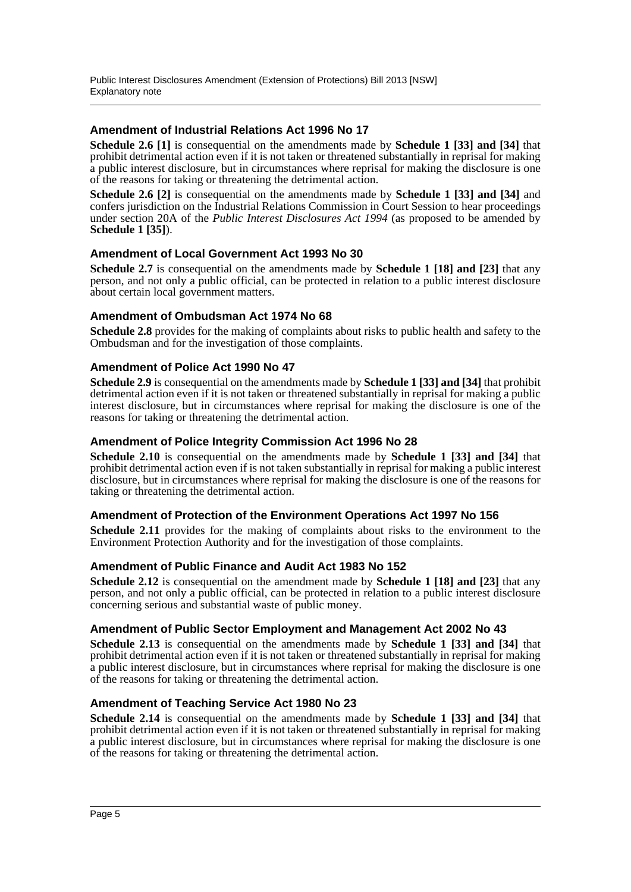### Amendment of Industrial Relations Act 1996 No 17

**Schedule 2.6 [1]** is consequential on the amendments made by **Schedule 1 [33] and [34]** that prohibit detrimental action even if it is not taken or threatened substantially in reprisal for making a public interest disclosure, but in circumstances where reprisal for making the disclosure is one of the reasons for taking or threatening the detrimental action.

**Schedule 2.6 [2]** is consequential on the amendments made by **Schedule 1 [33] and [34]** and confers jurisdiction on the Industrial Relations Commission in Court Session to hear proceedings under section 20A of the *Public Interest Disclosures Act 1994* (as proposed to be amended by **Schedule 1 [35]**).

### Amendment of Local Government Act 1993 No 30

**Schedule 2.7** is consequential on the amendments made by **Schedule 1 [18] and [23]** that any person, and not only a public official, can be protected in relation to a public interest disclosure about certain local government matters.

### Amendment of Ombudsman Act 1974 No 68

**Schedule 2.8** provides for the making of complaints about risks to public health and safety to the Ombudsman and for the investigation of those complaints.

### Amendment of Police Act 1990 No 47

**Schedule 2.9** is consequential on the amendments made by **Schedule 1 [33] and [34]** that prohibit detrimental action even if it is not taken or threatened substantially in reprisal for making a public interest disclosure, but in circumstances where reprisal for making the disclosure is one of the reasons for taking or threatening the detrimental action.

### Amendment of Police Integrity Commission Act 1996 No 28

**Schedule 2.10** is consequential on the amendments made by **Schedule 1 [33] and [34]** that prohibit detrimental action even if it is not taken substantially in reprisal for making a public interest disclosure, but in circumstances where reprisal for making the disclosure is one of the reasons for taking or threatening the detrimental action.

### Amendment of Protection of the Environment Operations Act 1997 No 156

**Schedule 2.11** provides for the making of complaints about risks to the environment to the Environment Protection Authority and for the investigation of those complaints.

### Amendment of Public Finance and Audit Act 1983 No 152

**Schedule 2.12** is consequential on the amendment made by **Schedule 1 [18] and [23]** that any person, and not only a public official, can be protected in relation to a public interest disclosure concerning serious and substantial waste of public money.

### Amendment of Public Sector Employment and Management Act 2002 No 43

**Schedule 2.13** is consequential on the amendments made by **Schedule 1 [33] and [34]** that prohibit detrimental action even if it is not taken or threatened substantially in reprisal for making a public interest disclosure, but in circumstances where reprisal for making the disclosure is one of the reasons for taking or threatening the detrimental action.

### Amendment of Teaching Service Act 1980 No 23

**Schedule 2.14** is consequential on the amendments made by **Schedule 1 [33] and [34]** that prohibit detrimental action even if it is not taken or threatened substantially in reprisal for making a public interest disclosure, but in circumstances where reprisal for making the disclosure is one of the reasons for taking or threatening the detrimental action.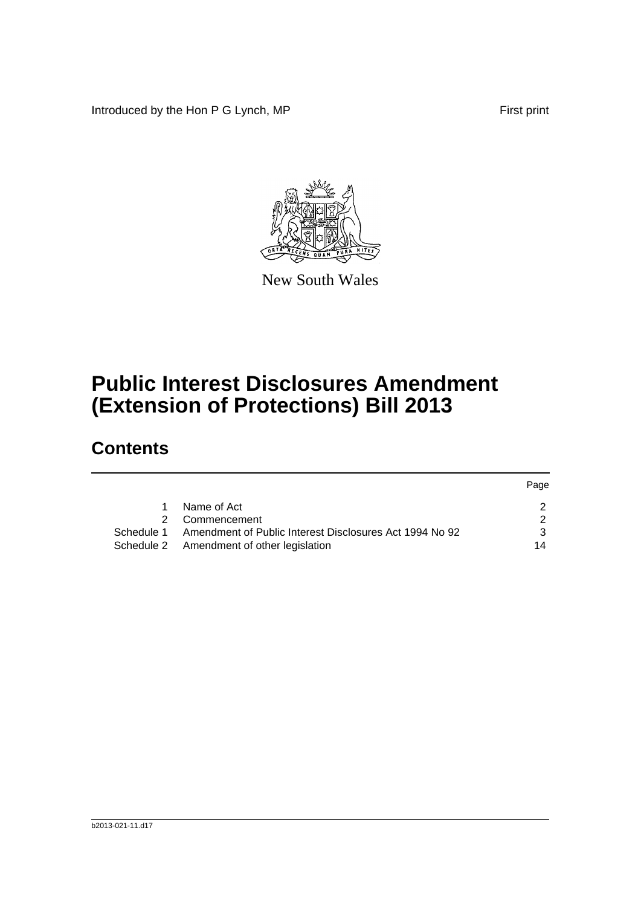Introduced by the Hon P G Lynch, MP

First print

New South Wales

# Public Interest Disclosures Amendment (Extension of Protections) Bill 2013

## Contents

| | | Page |
|---|---|---|
| 1 | Name of Act | 2 |
| 2 | Commencement | 2 |
| Schedule 1 | Amendment of Public Interest Disclosures Act 1994 No 92 | 3 |
| Schedule 2 | Amendment of other legislation | 14 |

b2013-021-11.d17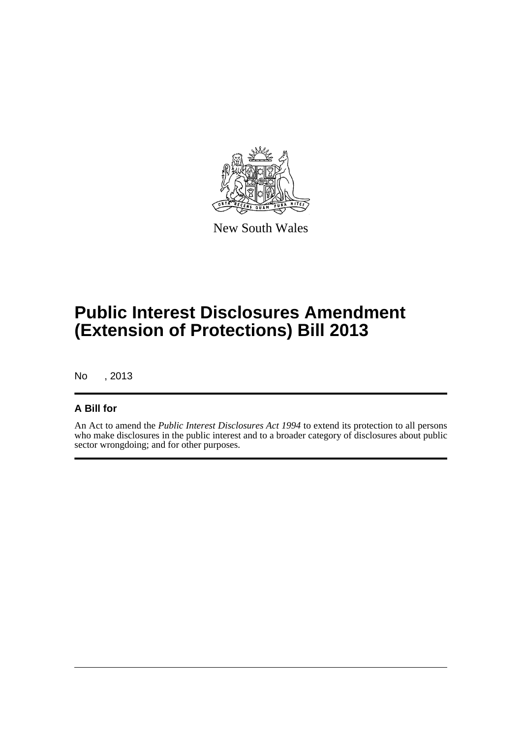New South Wales

# Public Interest Disclosures Amendment (Extension of Protections) Bill 2013

No , 2013

## A Bill for

An Act to amend the *Public Interest Disclosures Act 1994* to extend its protection to all persons who make disclosures in the public interest and to a broader category of disclosures about public sector wrongdoing; and for other purposes.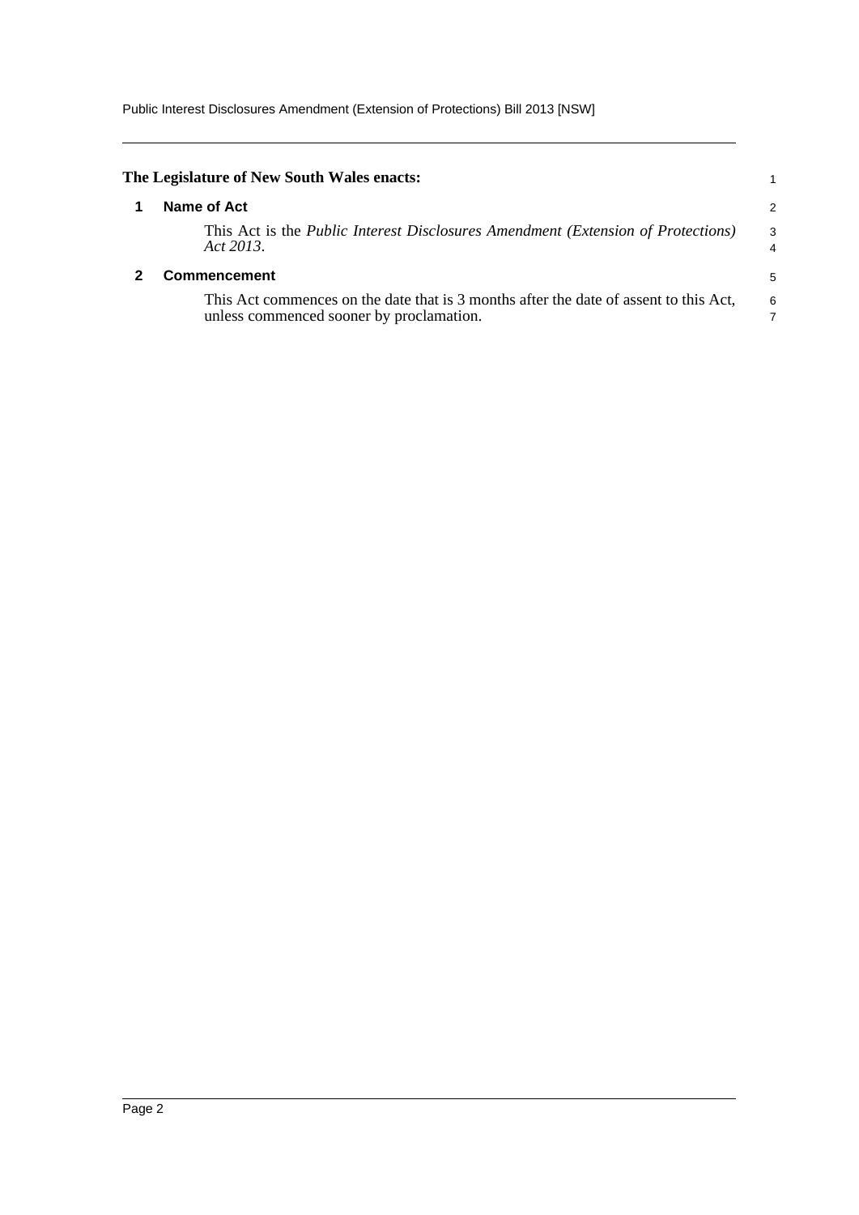**The Legislature of New South Wales enacts:**

## 1 Name of Act

This Act is the *Public Interest Disclosures Amendment (Extension of Protections) Act 2013*.

## 2 Commencement

This Act commences on the date that is 3 months after the date of assent to this Act, unless commenced sooner by proclamation.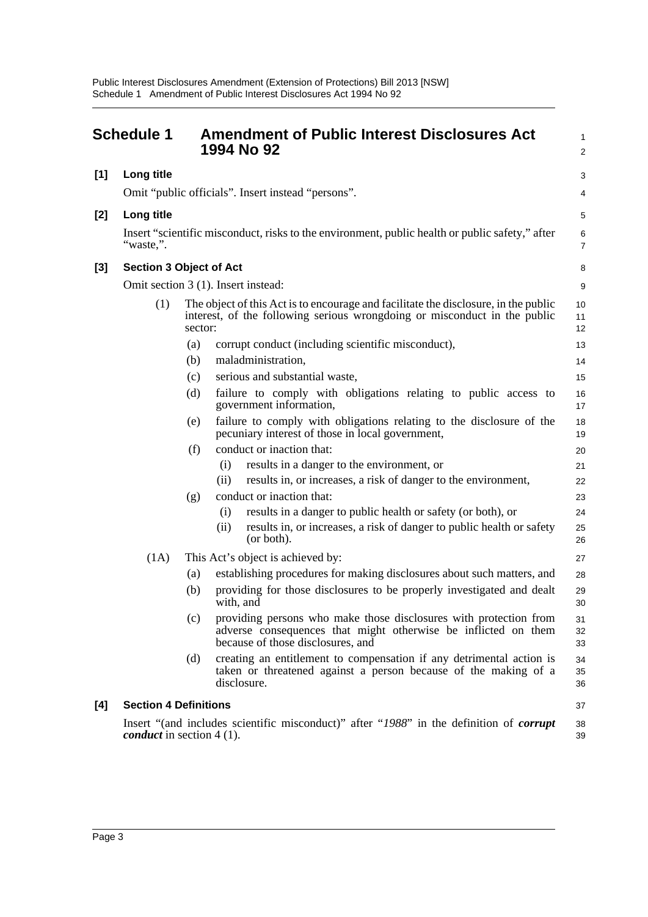## Schedule 1 Amendment of Public Interest Disclosures Act 1994 No 92

**[1] Long title**

Omit "public officials". Insert instead "persons".

**[2] Long title**

Insert "scientific misconduct, risks to the environment, public health or public safety," after "waste,".

**[3] Section 3 Object of Act**

Omit section 3 (1). Insert instead:

(1) The object of this Act is to encourage and facilitate the disclosure, in the public interest, of the following serious wrongdoing or misconduct in the public sector:

- (a) corrupt conduct (including scientific misconduct),
- (b) maladministration,
- (c) serious and substantial waste,
- (d) failure to comply with obligations relating to public access to government information,
- (e) failure to comply with obligations relating to the disclosure of the pecuniary interest of those in local government,
- (f) conduct or inaction that:
  - (i) results in a danger to the environment, or
  - (ii) results in, or increases, a risk of danger to the environment,
- (g) conduct or inaction that:
  - (i) results in a danger to public health or safety (or both), or
  - (ii) results in, or increases, a risk of danger to public health or safety (or both).

(1A) This Act's object is achieved by:

- (a) establishing procedures for making disclosures about such matters, and
- (b) providing for those disclosures to be properly investigated and dealt with, and
- (c) providing persons who make those disclosures with protection from adverse consequences that might otherwise be inflicted on them because of those disclosures, and
- (d) creating an entitlement to compensation if any detrimental action is taken or threatened against a person because of the making of a disclosure.

**[4] Section 4 Definitions**

Insert "(and includes scientific misconduct)" after "*1988*" in the definition of ***corrupt conduct*** in section 4 (1).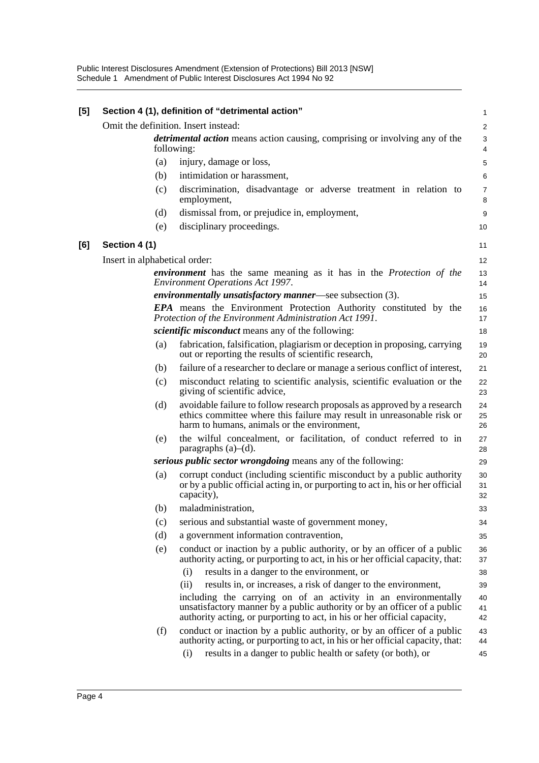**[5] Section 4 (1), definition of "detrimental action"**

Omit the definition. Insert instead:

> ***detrimental action*** means action causing, comprising or involving any of the following:
>
> (a) injury, damage or loss,
>
> (b) intimidation or harassment,
>
> (c) discrimination, disadvantage or adverse treatment in relation to employment,
>
> (d) dismissal from, or prejudice in, employment,
>
> (e) disciplinary proceedings.

**[6] Section 4 (1)**

Insert in alphabetical order:

> ***environment*** has the same meaning as it has in the *Protection of the Environment Operations Act 1997*.
>
> ***environmentally unsatisfactory manner***—see subsection (3).
>
> ***EPA*** means the Environment Protection Authority constituted by the *Protection of the Environment Administration Act 1991*.
>
> ***scientific misconduct*** means any of the following:
>
> (a) fabrication, falsification, plagiarism or deception in proposing, carrying out or reporting the results of scientific research,
>
> (b) failure of a researcher to declare or manage a serious conflict of interest,
>
> (c) misconduct relating to scientific analysis, scientific evaluation or the giving of scientific advice,
>
> (d) avoidable failure to follow research proposals as approved by a research ethics committee where this failure may result in unreasonable risk or harm to humans, animals or the environment,
>
> (e) the wilful concealment, or facilitation, of conduct referred to in paragraphs (a)–(d).
>
> ***serious public sector wrongdoing*** means any of the following:
>
> (a) corrupt conduct (including scientific misconduct by a public authority or by a public official acting in, or purporting to act in, his or her official capacity),
>
> (b) maladministration,
>
> (c) serious and substantial waste of government money,
>
> (d) a government information contravention,
>
> (e) conduct or inaction by a public authority, or by an officer of a public authority acting, or purporting to act, in his or her official capacity, that:
>
> (i) results in a danger to the environment, or
>
> (ii) results in, or increases, a risk of danger to the environment,
>
> including the carrying on of an activity in an environmentally unsatisfactory manner by a public authority or by an officer of a public authority acting, or purporting to act, in his or her official capacity,
>
> (f) conduct or inaction by a public authority, or by an officer of a public authority acting, or purporting to act, in his or her official capacity, that:
>
> (i) results in a danger to public health or safety (or both), or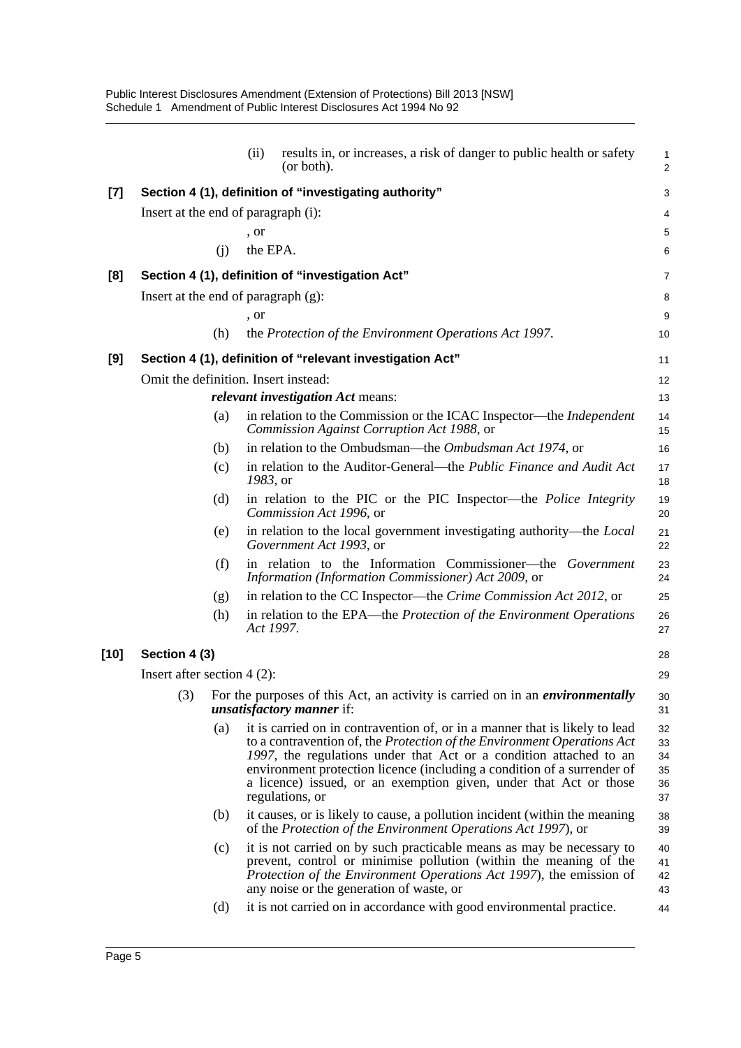(ii) results in, or increases, a risk of danger to public health or safety (or both).

**[7] Section 4 (1), definition of "investigating authority"**

Insert at the end of paragraph (i):

, or

(j) the EPA.

**[8] Section 4 (1), definition of "investigation Act"**

Insert at the end of paragraph (g):

, or

(h) the *Protection of the Environment Operations Act 1997*.

**[9] Section 4 (1), definition of "relevant investigation Act"**

Omit the definition. Insert instead:

***relevant investigation Act*** means:

(a) in relation to the Commission or the ICAC Inspector—the *Independent Commission Against Corruption Act 1988*, or

(b) in relation to the Ombudsman—the *Ombudsman Act 1974*, or

(c) in relation to the Auditor-General—the *Public Finance and Audit Act 1983*, or

(d) in relation to the PIC or the PIC Inspector—the *Police Integrity Commission Act 1996*, or

(e) in relation to the local government investigating authority—the *Local Government Act 1993*, or

(f) in relation to the Information Commissioner—the *Government Information (Information Commissioner) Act 2009*, or

(g) in relation to the CC Inspector—the *Crime Commission Act 2012*, or

(h) in relation to the EPA—the *Protection of the Environment Operations Act 1997*.

**[10] Section 4 (3)**

Insert after section 4 (2):

(3) For the purposes of this Act, an activity is carried on in an ***environmentally unsatisfactory manner*** if:

(a) it is carried on in contravention of, or in a manner that is likely to lead to a contravention of, the *Protection of the Environment Operations Act 1997*, the regulations under that Act or a condition attached to an environment protection licence (including a condition of a surrender of a licence) issued, or an exemption given, under that Act or those regulations, or

(b) it causes, or is likely to cause, a pollution incident (within the meaning of the *Protection of the Environment Operations Act 1997*), or

(c) it is not carried on by such practicable means as may be necessary to prevent, control or minimise pollution (within the meaning of the *Protection of the Environment Operations Act 1997*), the emission of any noise or the generation of waste, or

(d) it is not carried on in accordance with good environmental practice.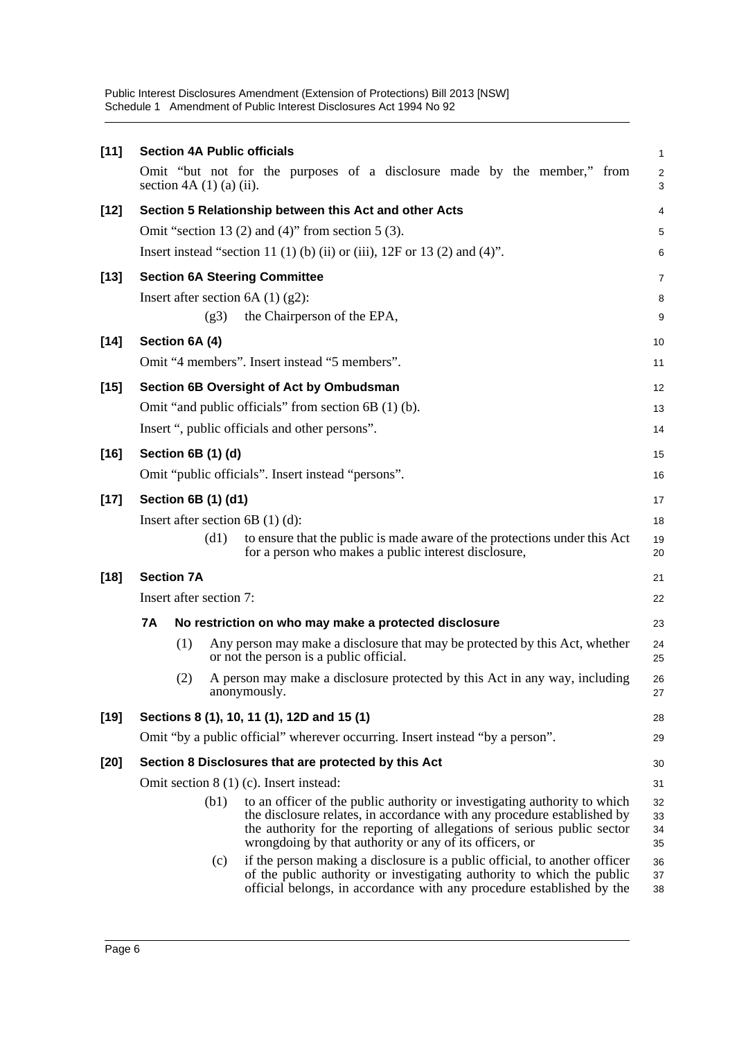**[11] Section 4A Public officials**

Omit "but not for the purposes of a disclosure made by the member," from section 4A (1) (a) (ii).

**[12] Section 5 Relationship between this Act and other Acts**

Omit "section 13 (2) and (4)" from section 5 (3).

Insert instead "section 11 (1) (b) (ii) or (iii), 12F or 13 (2) and (4)".

**[13] Section 6A Steering Committee**

Insert after section 6A (1) (g2):

(g3) the Chairperson of the EPA,

**[14] Section 6A (4)**

Omit "4 members". Insert instead "5 members".

**[15] Section 6B Oversight of Act by Ombudsman**

Omit "and public officials" from section 6B (1) (b).

Insert ", public officials and other persons".

**[16] Section 6B (1) (d)**

Omit "public officials". Insert instead "persons".

**[17] Section 6B (1) (d1)**

Insert after section 6B (1) (d):

(d1) to ensure that the public is made aware of the protections under this Act for a person who makes a public interest disclosure,

**[18] Section 7A**

Insert after section 7:

**7A No restriction on who may make a protected disclosure**

(1) Any person may make a disclosure that may be protected by this Act, whether or not the person is a public official.

(2) A person may make a disclosure protected by this Act in any way, including anonymously.

**[19] Sections 8 (1), 10, 11 (1), 12D and 15 (1)**

Omit "by a public official" wherever occurring. Insert instead "by a person".

**[20] Section 8 Disclosures that are protected by this Act**

Omit section 8 (1) (c). Insert instead:

(b1) to an officer of the public authority or investigating authority to which the disclosure relates, in accordance with any procedure established by the authority for the reporting of allegations of serious public sector wrongdoing by that authority or any of its officers, or

(c) if the person making a disclosure is a public official, to another officer of the public authority or investigating authority to which the public official belongs, in accordance with any procedure established by the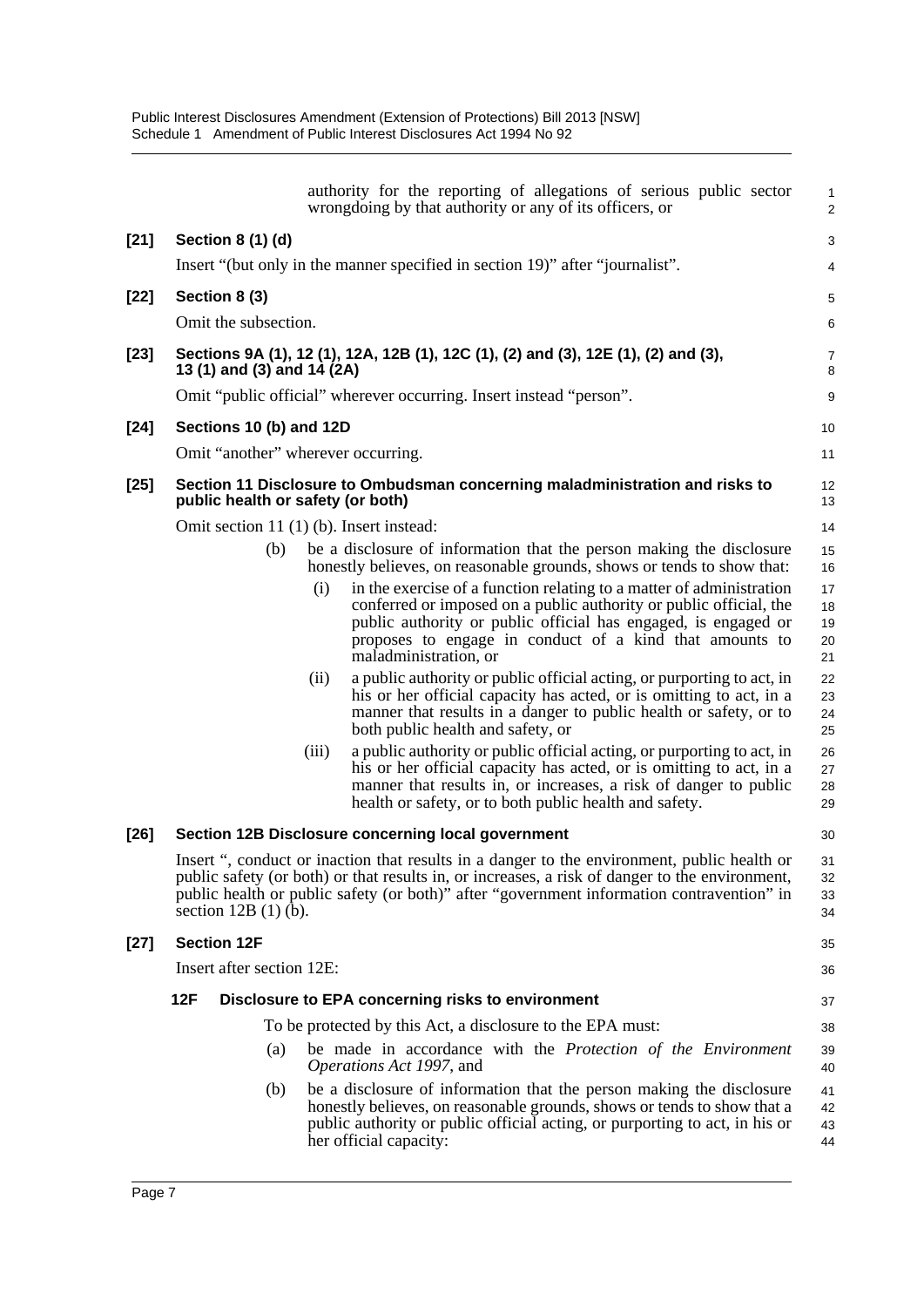authority for the reporting of allegations of serious public sector wrongdoing by that authority or any of its officers, or

**[21] Section 8 (1) (d)**

Insert "(but only in the manner specified in section 19)" after "journalist".

**[22] Section 8 (3)**

Omit the subsection.

**[23] Sections 9A (1), 12 (1), 12A, 12B (1), 12C (1), (2) and (3), 12E (1), (2) and (3), 13 (1) and (3) and 14 (2A)**

Omit "public official" wherever occurring. Insert instead "person".

**[24] Sections 10 (b) and 12D**

Omit "another" wherever occurring.

**[25] Section 11 Disclosure to Ombudsman concerning maladministration and risks to public health or safety (or both)**

Omit section 11 (1) (b). Insert instead:

(b) be a disclosure of information that the person making the disclosure honestly believes, on reasonable grounds, shows or tends to show that:

(i) in the exercise of a function relating to a matter of administration conferred or imposed on a public authority or public official, the public authority or public official has engaged, is engaged or proposes to engage in conduct of a kind that amounts to maladministration, or

(ii) a public authority or public official acting, or purporting to act, in his or her official capacity has acted, or is omitting to act, in a manner that results in a danger to public health or safety, or to both public health and safety, or

(iii) a public authority or public official acting, or purporting to act, in his or her official capacity has acted, or is omitting to act, in a manner that results in, or increases, a risk of danger to public health or safety, or to both public health and safety.

**[26] Section 12B Disclosure concerning local government**

Insert ", conduct or inaction that results in a danger to the environment, public health or public safety (or both) or that results in, or increases, a risk of danger to the environment, public health or public safety (or both)" after "government information contravention" in section 12B (1) (b).

**[27] Section 12F**

Insert after section 12E:

**12F Disclosure to EPA concerning risks to environment**

To be protected by this Act, a disclosure to the EPA must:

(a) be made in accordance with the *Protection of the Environment Operations Act 1997*, and

(b) be a disclosure of information that the person making the disclosure honestly believes, on reasonable grounds, shows or tends to show that a public authority or public official acting, or purporting to act, in his or her official capacity: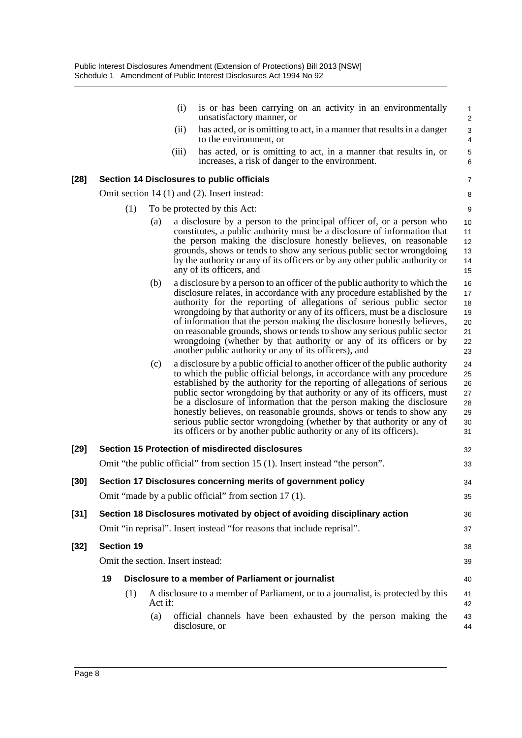(i) is or has been carrying on an activity in an environmentally unsatisfactory manner, or

(ii) has acted, or is omitting to act, in a manner that results in a danger to the environment, or

(iii) has acted, or is omitting to act, in a manner that results in, or increases, a risk of danger to the environment.

**[28] Section 14 Disclosures to public officials**

Omit section 14 (1) and (2). Insert instead:

(1) To be protected by this Act:

(a) a disclosure by a person to the principal officer of, or a person who constitutes, a public authority must be a disclosure of information that the person making the disclosure honestly believes, on reasonable grounds, shows or tends to show any serious public sector wrongdoing by the authority or any of its officers or by any other public authority or any of its officers, and

(b) a disclosure by a person to an officer of the public authority to which the disclosure relates, in accordance with any procedure established by the authority for the reporting of allegations of serious public sector wrongdoing by that authority or any of its officers, must be a disclosure of information that the person making the disclosure honestly believes, on reasonable grounds, shows or tends to show any serious public sector wrongdoing (whether by that authority or any of its officers or by another public authority or any of its officers), and

(c) a disclosure by a public official to another officer of the public authority to which the public official belongs, in accordance with any procedure established by the authority for the reporting of allegations of serious public sector wrongdoing by that authority or any of its officers, must be a disclosure of information that the person making the disclosure honestly believes, on reasonable grounds, shows or tends to show any serious public sector wrongdoing (whether by that authority or any of its officers or by another public authority or any of its officers).

**[29] Section 15 Protection of misdirected disclosures**

Omit "the public official" from section 15 (1). Insert instead "the person".

**[30] Section 17 Disclosures concerning merits of government policy**

Omit "made by a public official" from section 17 (1).

**[31] Section 18 Disclosures motivated by object of avoiding disciplinary action**

Omit "in reprisal". Insert instead "for reasons that include reprisal".

**[32] Section 19**

Omit the section. Insert instead:

**19 Disclosure to a member of Parliament or journalist**

(1) A disclosure to a member of Parliament, or to a journalist, is protected by this Act if:

(a) official channels have been exhausted by the person making the disclosure, or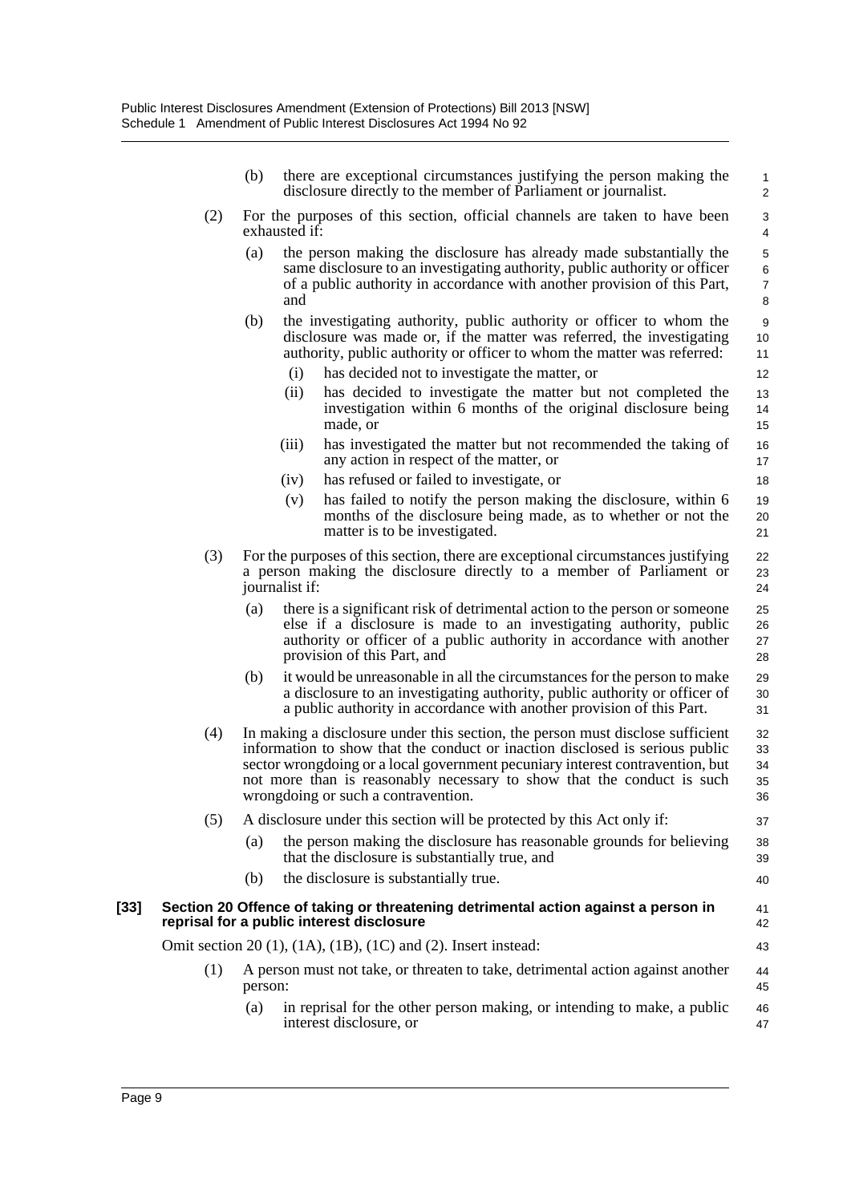(b) there are exceptional circumstances justifying the person making the disclosure directly to the member of Parliament or journalist.

(2) For the purposes of this section, official channels are taken to have been exhausted if:

(a) the person making the disclosure has already made substantially the same disclosure to an investigating authority, public authority or officer of a public authority in accordance with another provision of this Part, and

(b) the investigating authority, public authority or officer to whom the disclosure was made or, if the matter was referred, the investigating authority, public authority or officer to whom the matter was referred:

(i) has decided not to investigate the matter, or

(ii) has decided to investigate the matter but not completed the investigation within 6 months of the original disclosure being made, or

(iii) has investigated the matter but not recommended the taking of any action in respect of the matter, or

(iv) has refused or failed to investigate, or

(v) has failed to notify the person making the disclosure, within 6 months of the disclosure being made, as to whether or not the matter is to be investigated.

(3) For the purposes of this section, there are exceptional circumstances justifying a person making the disclosure directly to a member of Parliament or journalist if:

(a) there is a significant risk of detrimental action to the person or someone else if a disclosure is made to an investigating authority, public authority or officer of a public authority in accordance with another provision of this Part, and

(b) it would be unreasonable in all the circumstances for the person to make a disclosure to an investigating authority, public authority or officer of a public authority in accordance with another provision of this Part.

(4) In making a disclosure under this section, the person must disclose sufficient information to show that the conduct or inaction disclosed is serious public sector wrongdoing or a local government pecuniary interest contravention, but not more than is reasonably necessary to show that the conduct is such wrongdoing or such a contravention.

(5) A disclosure under this section will be protected by this Act only if:

(a) the person making the disclosure has reasonable grounds for believing that the disclosure is substantially true, and

(b) the disclosure is substantially true.

**[33] Section 20 Offence of taking or threatening detrimental action against a person in reprisal for a public interest disclosure**

Omit section 20 (1), (1A), (1B), (1C) and (2). Insert instead:

(1) A person must not take, or threaten to take, detrimental action against another person:

(a) in reprisal for the other person making, or intending to make, a public interest disclosure, or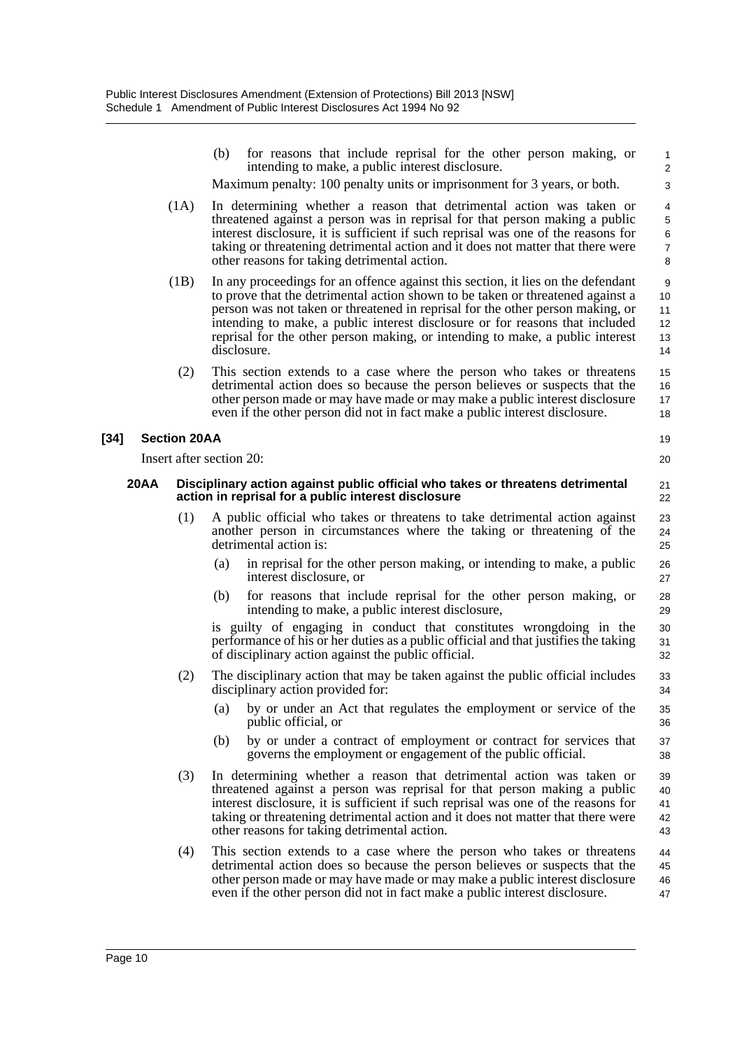(b) for reasons that include reprisal for the other person making, or intending to make, a public interest disclosure.

Maximum penalty: 100 penalty units or imprisonment for 3 years, or both.

(1A) In determining whether a reason that detrimental action was taken or threatened against a person was in reprisal for that person making a public interest disclosure, it is sufficient if such reprisal was one of the reasons for taking or threatening detrimental action and it does not matter that there were other reasons for taking detrimental action.

(1B) In any proceedings for an offence against this section, it lies on the defendant to prove that the detrimental action shown to be taken or threatened against a person was not taken or threatened in reprisal for the other person making, or intending to make, a public interest disclosure or for reasons that included reprisal for the other person making, or intending to make, a public interest disclosure.

(2) This section extends to a case where the person who takes or threatens detrimental action does so because the person believes or suspects that the other person made or may have made or may make a public interest disclosure even if the other person did not in fact make a public interest disclosure.

**[34] Section 20AA**

Insert after section 20:

**20AA Disciplinary action against public official who takes or threatens detrimental action in reprisal for a public interest disclosure**

(1) A public official who takes or threatens to take detrimental action against another person in circumstances where the taking or threatening of the detrimental action is:

(a) in reprisal for the other person making, or intending to make, a public interest disclosure, or

(b) for reasons that include reprisal for the other person making, or intending to make, a public interest disclosure,

is guilty of engaging in conduct that constitutes wrongdoing in the performance of his or her duties as a public official and that justifies the taking of disciplinary action against the public official.

(2) The disciplinary action that may be taken against the public official includes disciplinary action provided for:

(a) by or under an Act that regulates the employment or service of the public official, or

(b) by or under a contract of employment or contract for services that governs the employment or engagement of the public official.

(3) In determining whether a reason that detrimental action was taken or threatened against a person was reprisal for that person making a public interest disclosure, it is sufficient if such reprisal was one of the reasons for taking or threatening detrimental action and it does not matter that there were other reasons for taking detrimental action.

(4) This section extends to a case where the person who takes or threatens detrimental action does so because the person believes or suspects that the other person made or may have made or may make a public interest disclosure even if the other person did not in fact make a public interest disclosure.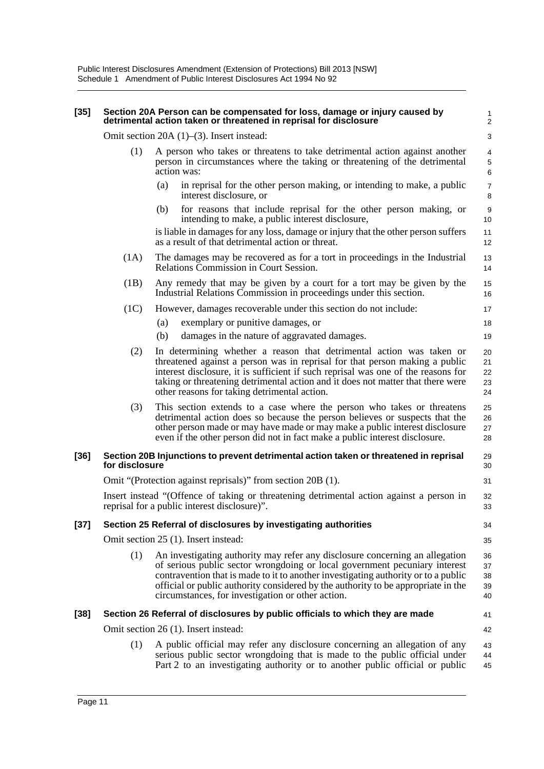**[35] Section 20A Person can be compensated for loss, damage or injury caused by detrimental action taken or threatened in reprisal for disclosure**

Omit section 20A (1)–(3). Insert instead:

(1) A person who takes or threatens to take detrimental action against another person in circumstances where the taking or threatening of the detrimental action was:

(a) in reprisal for the other person making, or intending to make, a public interest disclosure, or

(b) for reasons that include reprisal for the other person making, or intending to make, a public interest disclosure,

is liable in damages for any loss, damage or injury that the other person suffers as a result of that detrimental action or threat.

(1A) The damages may be recovered as for a tort in proceedings in the Industrial Relations Commission in Court Session.

(1B) Any remedy that may be given by a court for a tort may be given by the Industrial Relations Commission in proceedings under this section.

(1C) However, damages recoverable under this section do not include:

(a) exemplary or punitive damages, or

(b) damages in the nature of aggravated damages.

(2) In determining whether a reason that detrimental action was taken or threatened against a person was in reprisal for that person making a public interest disclosure, it is sufficient if such reprisal was one of the reasons for taking or threatening detrimental action and it does not matter that there were other reasons for taking detrimental action.

(3) This section extends to a case where the person who takes or threatens detrimental action does so because the person believes or suspects that the other person made or may have made or may make a public interest disclosure even if the other person did not in fact make a public interest disclosure.

**[36] Section 20B Injunctions to prevent detrimental action taken or threatened in reprisal for disclosure**

Omit "(Protection against reprisals)" from section 20B (1).

Insert instead "(Offence of taking or threatening detrimental action against a person in reprisal for a public interest disclosure)".

**[37] Section 25 Referral of disclosures by investigating authorities**

Omit section 25 (1). Insert instead:

(1) An investigating authority may refer any disclosure concerning an allegation of serious public sector wrongdoing or local government pecuniary interest contravention that is made to it to another investigating authority or to a public official or public authority considered by the authority to be appropriate in the circumstances, for investigation or other action.

**[38] Section 26 Referral of disclosures by public officials to which they are made**

Omit section 26 (1). Insert instead:

(1) A public official may refer any disclosure concerning an allegation of any serious public sector wrongdoing that is made to the public official under Part 2 to an investigating authority or to another public official or public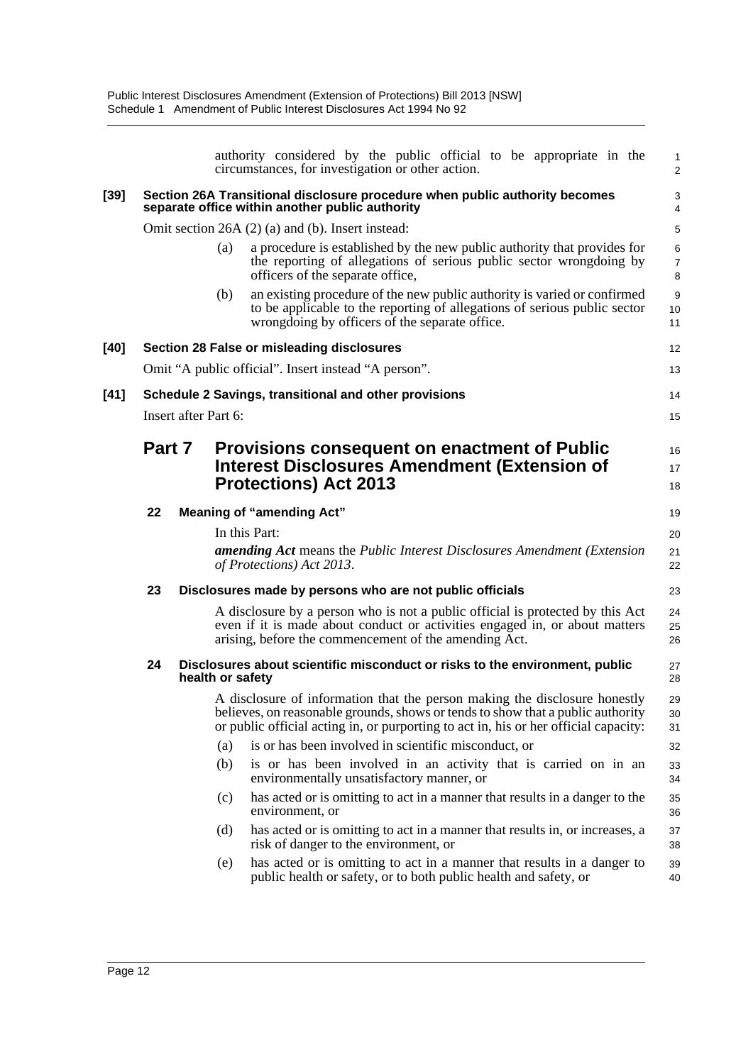authority considered by the public official to be appropriate in the circumstances, for investigation or other action.

**[39] Section 26A Transitional disclosure procedure when public authority becomes separate office within another public authority**

Omit section 26A (2) (a) and (b). Insert instead:

(a) a procedure is established by the new public authority that provides for the reporting of allegations of serious public sector wrongdoing by officers of the separate office,

(b) an existing procedure of the new public authority is varied or confirmed to be applicable to the reporting of allegations of serious public sector wrongdoing by officers of the separate office.

**[40] Section 28 False or misleading disclosures**

Omit "A public official". Insert instead "A person".

**[41] Schedule 2 Savings, transitional and other provisions**

Insert after Part 6:

## Part 7 Provisions consequent on enactment of Public Interest Disclosures Amendment (Extension of Protections) Act 2013

**22 Meaning of "amending Act"**

In this Part:

***amending Act*** means the *Public Interest Disclosures Amendment (Extension of Protections) Act 2013*.

**23 Disclosures made by persons who are not public officials**

A disclosure by a person who is not a public official is protected by this Act even if it is made about conduct or activities engaged in, or about matters arising, before the commencement of the amending Act.

**24 Disclosures about scientific misconduct or risks to the environment, public health or safety**

A disclosure of information that the person making the disclosure honestly believes, on reasonable grounds, shows or tends to show that a public authority or public official acting in, or purporting to act in, his or her official capacity:

(a) is or has been involved in scientific misconduct, or

(b) is or has been involved in an activity that is carried on in an environmentally unsatisfactory manner, or

(c) has acted or is omitting to act in a manner that results in a danger to the environment, or

(d) has acted or is omitting to act in a manner that results in, or increases, a risk of danger to the environment, or

(e) has acted or is omitting to act in a manner that results in a danger to public health or safety, or to both public health and safety, or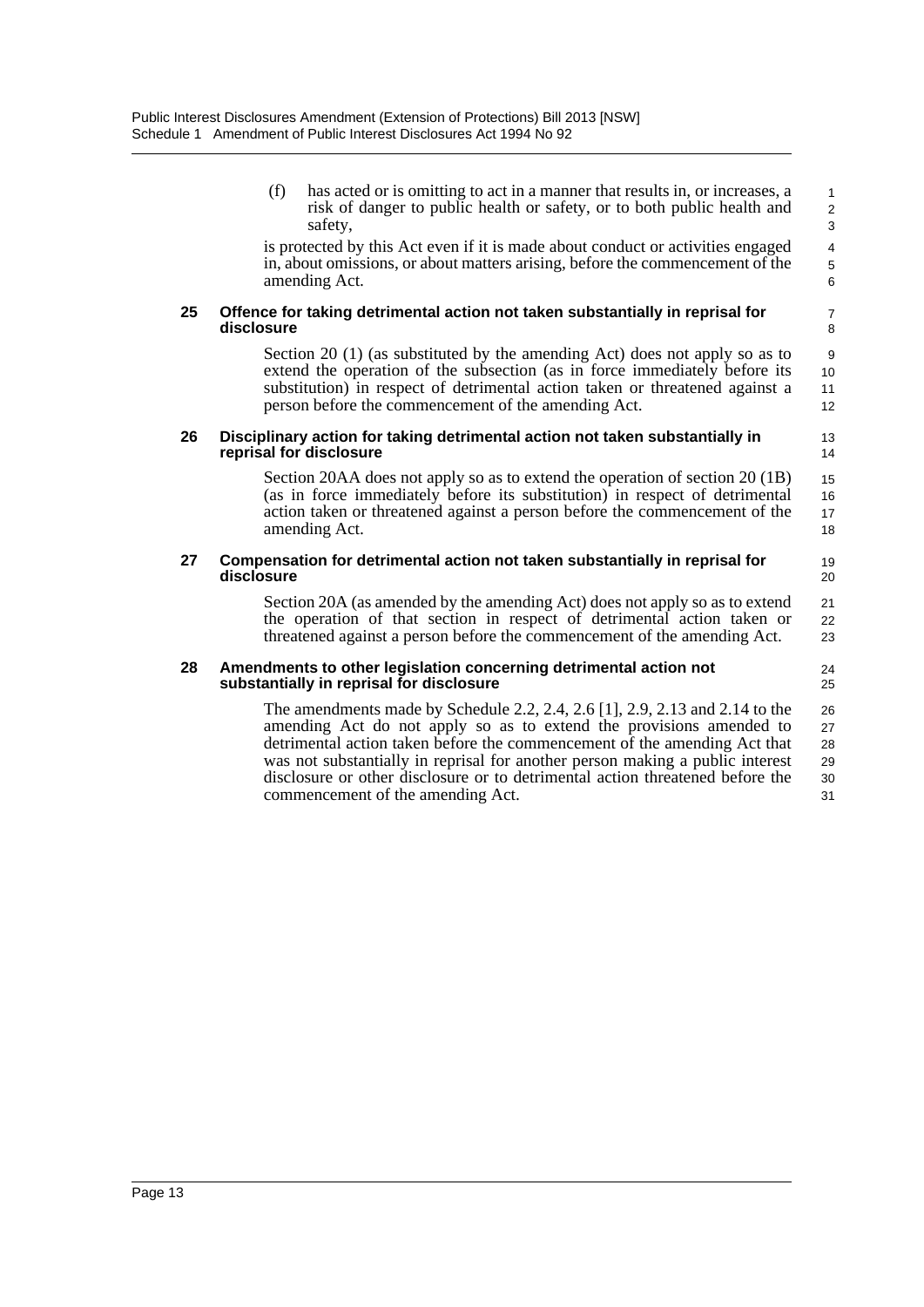(f) has acted or is omitting to act in a manner that results in, or increases, a risk of danger to public health or safety, or to both public health and safety,

is protected by this Act even if it is made about conduct or activities engaged in, about omissions, or about matters arising, before the commencement of the amending Act.

### 25 Offence for taking detrimental action not taken substantially in reprisal for disclosure

Section 20 (1) (as substituted by the amending Act) does not apply so as to extend the operation of the subsection (as in force immediately before its substitution) in respect of detrimental action taken or threatened against a person before the commencement of the amending Act.

### 26 Disciplinary action for taking detrimental action not taken substantially in reprisal for disclosure

Section 20AA does not apply so as to extend the operation of section 20 (1B) (as in force immediately before its substitution) in respect of detrimental action taken or threatened against a person before the commencement of the amending Act.

### 27 Compensation for detrimental action not taken substantially in reprisal for disclosure

Section 20A (as amended by the amending Act) does not apply so as to extend the operation of that section in respect of detrimental action taken or threatened against a person before the commencement of the amending Act.

### 28 Amendments to other legislation concerning detrimental action not substantially in reprisal for disclosure

The amendments made by Schedule 2.2, 2.4, 2.6 [1], 2.9, 2.13 and 2.14 to the amending Act do not apply so as to extend the provisions amended to detrimental action taken before the commencement of the amending Act that was not substantially in reprisal for another person making a public interest disclosure or other disclosure or to detrimental action threatened before the commencement of the amending Act.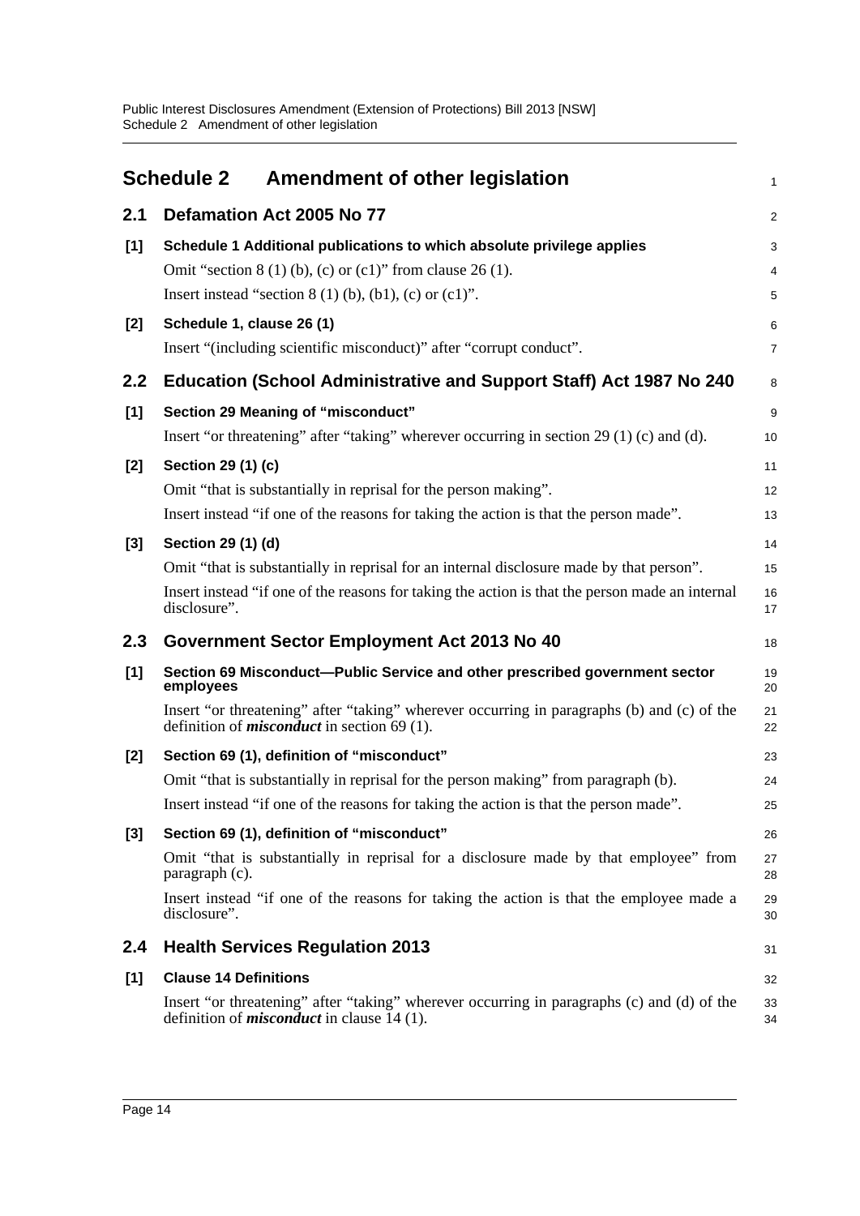# Schedule 2 Amendment of other legislation

## 2.1 Defamation Act 2005 No 77

**[1] Schedule 1 Additional publications to which absolute privilege applies**

Omit "section 8 (1) (b), (c) or (c1)" from clause 26 (1).

Insert instead "section 8 (1) (b), (b1), (c) or (c1)".

**[2] Schedule 1, clause 26 (1)**

Insert "(including scientific misconduct)" after "corrupt conduct".

## 2.2 Education (School Administrative and Support Staff) Act 1987 No 240

**[1] Section 29 Meaning of "misconduct"**

Insert "or threatening" after "taking" wherever occurring in section 29 (1) (c) and (d).

**[2] Section 29 (1) (c)**

Omit "that is substantially in reprisal for the person making".

Insert instead "if one of the reasons for taking the action is that the person made".

**[3] Section 29 (1) (d)**

Omit "that is substantially in reprisal for an internal disclosure made by that person".

Insert instead "if one of the reasons for taking the action is that the person made an internal disclosure".

## 2.3 Government Sector Employment Act 2013 No 40

**[1] Section 69 Misconduct—Public Service and other prescribed government sector employees**

Insert "or threatening" after "taking" wherever occurring in paragraphs (b) and (c) of the definition of ***misconduct*** in section 69 (1).

**[2] Section 69 (1), definition of "misconduct"**

Omit "that is substantially in reprisal for the person making" from paragraph (b).

Insert instead "if one of the reasons for taking the action is that the person made".

**[3] Section 69 (1), definition of "misconduct"**

Omit "that is substantially in reprisal for a disclosure made by that employee" from paragraph (c).

Insert instead "if one of the reasons for taking the action is that the employee made a disclosure".

## 2.4 Health Services Regulation 2013

**[1] Clause 14 Definitions**

Insert "or threatening" after "taking" wherever occurring in paragraphs (c) and (d) of the definition of ***misconduct*** in clause 14 (1).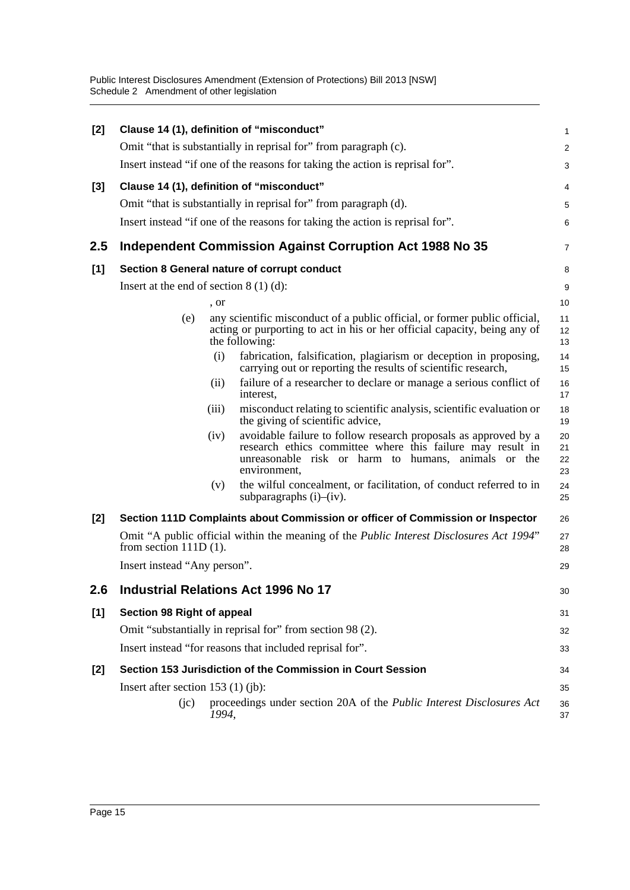**[2] Clause 14 (1), definition of "misconduct"**

Omit "that is substantially in reprisal for" from paragraph (c).

Insert instead "if one of the reasons for taking the action is reprisal for".

**[3] Clause 14 (1), definition of "misconduct"**

Omit "that is substantially in reprisal for" from paragraph (d).

Insert instead "if one of the reasons for taking the action is reprisal for".

## 2.5 Independent Commission Against Corruption Act 1988 No 35

**[1] Section 8 General nature of corrupt conduct**

Insert at the end of section 8 (1) (d):

, or

(e) any scientific misconduct of a public official, or former public official, acting or purporting to act in his or her official capacity, being any of the following:

(i) fabrication, falsification, plagiarism or deception in proposing, carrying out or reporting the results of scientific research,

(ii) failure of a researcher to declare or manage a serious conflict of interest,

(iii) misconduct relating to scientific analysis, scientific evaluation or the giving of scientific advice,

(iv) avoidable failure to follow research proposals as approved by a research ethics committee where this failure may result in unreasonable risk or harm to humans, animals or the environment,

(v) the wilful concealment, or facilitation, of conduct referred to in subparagraphs (i)–(iv).

**[2] Section 111D Complaints about Commission or officer of Commission or Inspector**

Omit "A public official within the meaning of the *Public Interest Disclosures Act 1994*" from section 111D (1).

Insert instead "Any person".

## 2.6 Industrial Relations Act 1996 No 17

**[1] Section 98 Right of appeal**

Omit "substantially in reprisal for" from section 98 (2).

Insert instead "for reasons that included reprisal for".

**[2] Section 153 Jurisdiction of the Commission in Court Session**

Insert after section 153 (1) (jb):

(jc) proceedings under section 20A of the *Public Interest Disclosures Act 1994*,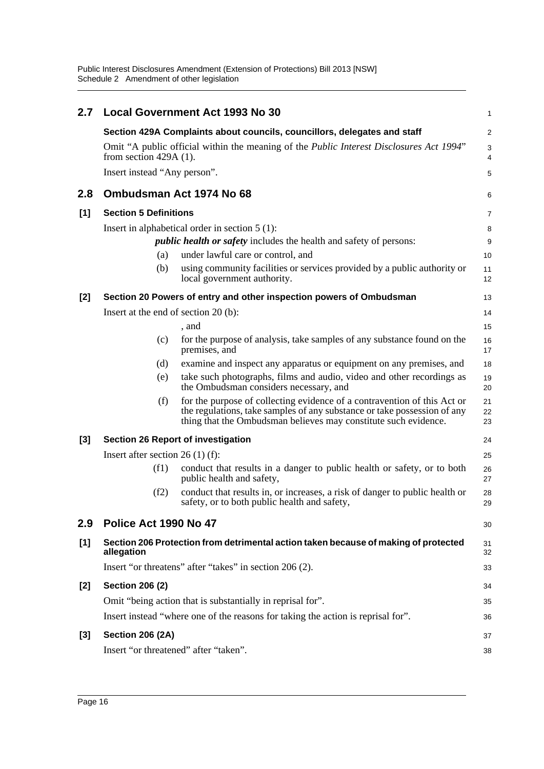## 2.7 Local Government Act 1993 No 30

**Section 429A Complaints about councils, councillors, delegates and staff**

Omit "A public official within the meaning of the *Public Interest Disclosures Act 1994*" from section 429A (1).

Insert instead "Any person".

## 2.8 Ombudsman Act 1974 No 68

**[1] Section 5 Definitions**

Insert in alphabetical order in section 5 (1):

> ***public health or safety*** includes the health and safety of persons:
>
> (a) under lawful care or control, and
>
> (b) using community facilities or services provided by a public authority or local government authority.

**[2] Section 20 Powers of entry and other inspection powers of Ombudsman**

Insert at the end of section 20 (b):

> , and
>
> (c) for the purpose of analysis, take samples of any substance found on the premises, and
>
> (d) examine and inspect any apparatus or equipment on any premises, and
>
> (e) take such photographs, films and audio, video and other recordings as the Ombudsman considers necessary, and
>
> (f) for the purpose of collecting evidence of a contravention of this Act or the regulations, take samples of any substance or take possession of any thing that the Ombudsman believes may constitute such evidence.

**[3] Section 26 Report of investigation**

Insert after section 26 (1) (f):

> (f1) conduct that results in a danger to public health or safety, or to both public health and safety,
>
> (f2) conduct that results in, or increases, a risk of danger to public health or safety, or to both public health and safety,

## 2.9 Police Act 1990 No 47

**[1] Section 206 Protection from detrimental action taken because of making of protected allegation**

Insert "or threatens" after "takes" in section 206 (2).

**[2] Section 206 (2)**

Omit "being action that is substantially in reprisal for".

Insert instead "where one of the reasons for taking the action is reprisal for".

**[3] Section 206 (2A)**

Insert "or threatened" after "taken".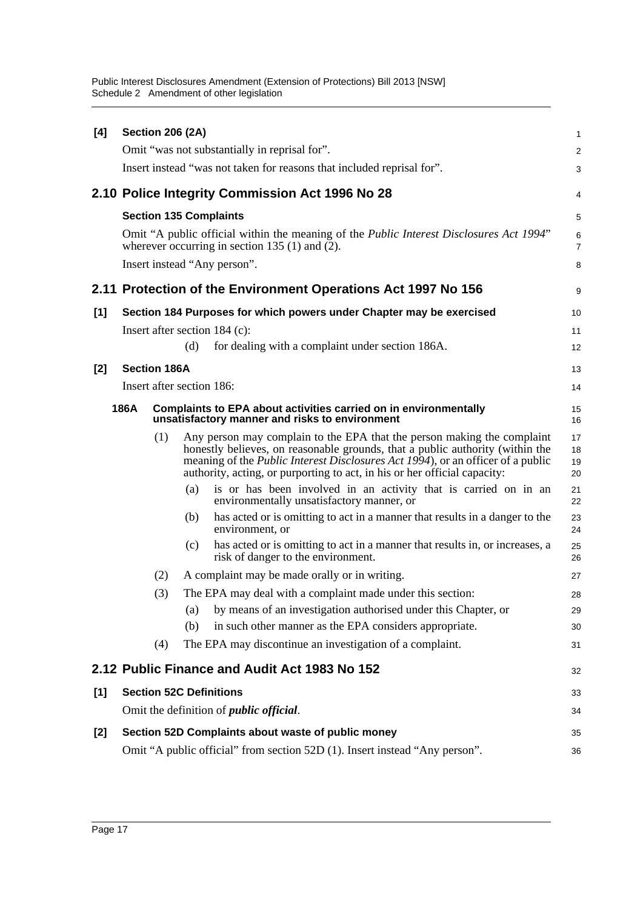**[4] Section 206 (2A)**

Omit "was not substantially in reprisal for".

Insert instead "was not taken for reasons that included reprisal for".

## 2.10 Police Integrity Commission Act 1996 No 28

**Section 135 Complaints**

Omit "A public official within the meaning of the *Public Interest Disclosures Act 1994*" wherever occurring in section 135 (1) and (2).

Insert instead "Any person".

## 2.11 Protection of the Environment Operations Act 1997 No 156

**[1] Section 184 Purposes for which powers under Chapter may be exercised**

Insert after section 184 (c):

(d) for dealing with a complaint under section 186A.

**[2] Section 186A**

Insert after section 186:

**186A Complaints to EPA about activities carried on in environmentally unsatisfactory manner and risks to environment**

(1) Any person may complain to the EPA that the person making the complaint honestly believes, on reasonable grounds, that a public authority (within the meaning of the *Public Interest Disclosures Act 1994*), or an officer of a public authority, acting, or purporting to act, in his or her official capacity:

(a) is or has been involved in an activity that is carried on in an environmentally unsatisfactory manner, or

(b) has acted or is omitting to act in a manner that results in a danger to the environment, or

(c) has acted or is omitting to act in a manner that results in, or increases, a risk of danger to the environment.

(2) A complaint may be made orally or in writing.

(3) The EPA may deal with a complaint made under this section:

(a) by means of an investigation authorised under this Chapter, or

(b) in such other manner as the EPA considers appropriate.

(4) The EPA may discontinue an investigation of a complaint.

## 2.12 Public Finance and Audit Act 1983 No 152

**[1] Section 52C Definitions**

Omit the definition of ***public official***.

**[2] Section 52D Complaints about waste of public money**

Omit "A public official" from section 52D (1). Insert instead "Any person".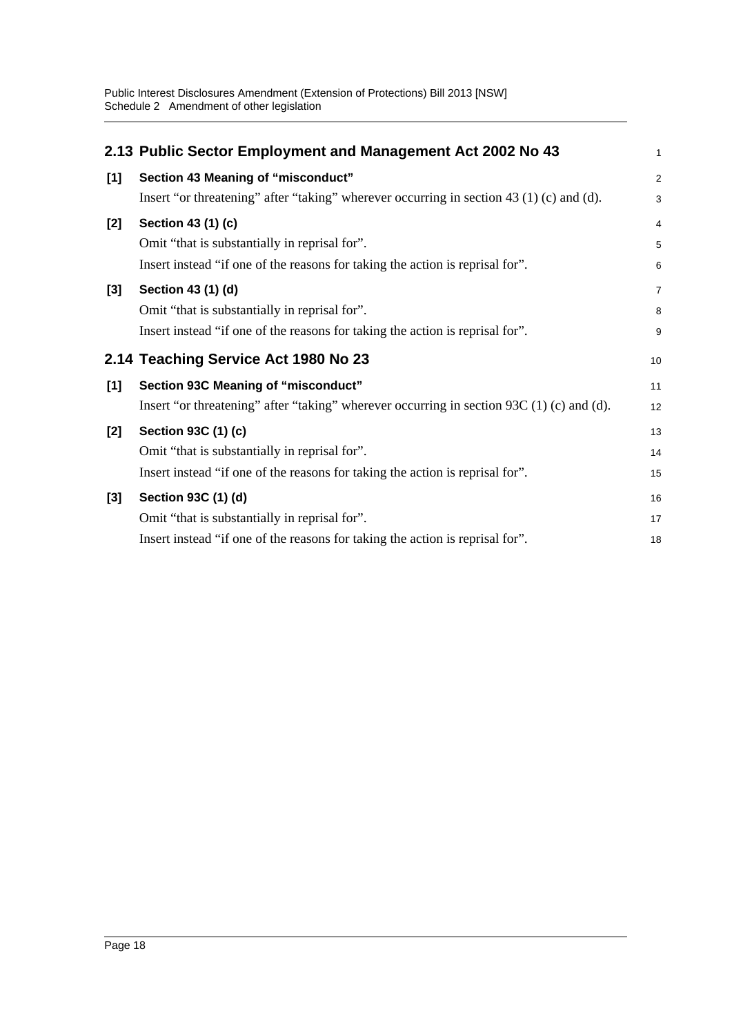## 2.13 Public Sector Employment and Management Act 2002 No 43

**[1] Section 43 Meaning of "misconduct"**

Insert "or threatening" after "taking" wherever occurring in section 43 (1) (c) and (d).

**[2] Section 43 (1) (c)**

Omit "that is substantially in reprisal for".

Insert instead "if one of the reasons for taking the action is reprisal for".

**[3] Section 43 (1) (d)**

Omit "that is substantially in reprisal for".

Insert instead "if one of the reasons for taking the action is reprisal for".

## 2.14 Teaching Service Act 1980 No 23

**[1] Section 93C Meaning of "misconduct"**

Insert "or threatening" after "taking" wherever occurring in section 93C (1) (c) and (d).

**[2] Section 93C (1) (c)**

Omit "that is substantially in reprisal for".

Insert instead "if one of the reasons for taking the action is reprisal for".

**[3] Section 93C (1) (d)**

Omit "that is substantially in reprisal for".

Insert instead "if one of the reasons for taking the action is reprisal for".